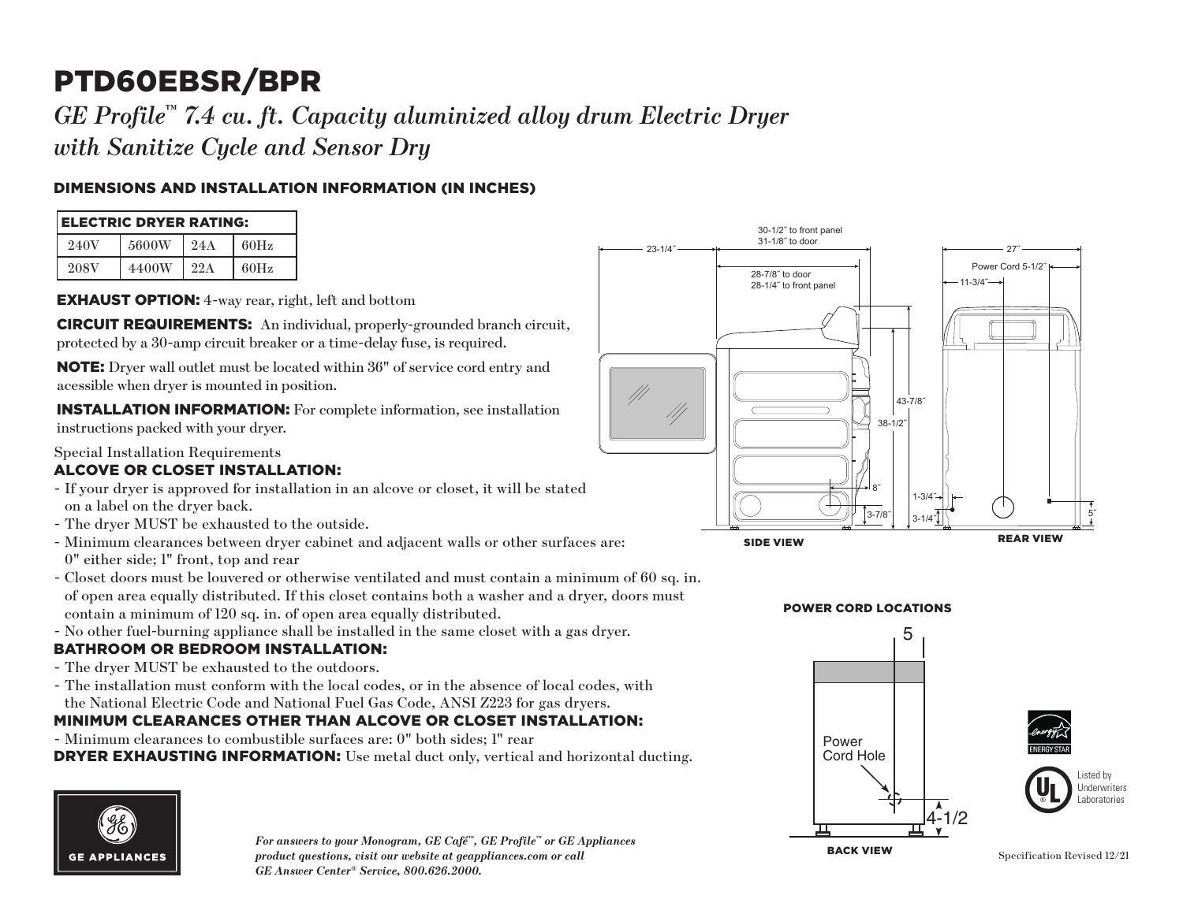# PTD60EBSR/BPR

*GE Profile™ 7.4 cu. ft. Capacity aluminized alloy drum Electric Dryer with Sanitize Cycle and Sensor Dry*

## DIMENSIONS AND INSTALLATION INFORMATION (IN INCHES)

| ELECTRIC DRYER RATING: | | | |
|---|---|---|---|
| 240V | 5600W | 24A | 60Hz |
| 208V | 4400W | 22A | 60Hz |

**EXHAUST OPTION:** 4-way rear, right, left and bottom

**CIRCUIT REQUIREMENTS:** An individual, properly-grounded branch circuit, protected by a 30-amp circuit breaker or a time-delay fuse, is required.

**NOTE:** Dryer wall outlet must be located within 36" of service cord entry and acessible when dryer is mounted in position.

**INSTALLATION INFORMATION:** For complete information, see installation instructions packed with your dryer.

Special Installation Requirements

### ALCOVE OR CLOSET INSTALLATION:

- If your dryer is approved for installation in an alcove or closet, it will be stated on a label on the dryer back.
- The dryer MUST be exhausted to the outside.
- Minimum clearances between dryer cabinet and adjacent walls or other surfaces are: 0" either side; 1" front, top and rear
- Closet doors must be louvered or otherwise ventilated and must contain a minimum of 60 sq. in. of open area equally distributed. If this closet contains both a washer and a dryer, doors must contain a minimum of 120 sq. in. of open area equally distributed.
- No other fuel-burning appliance shall be installed in the same closet with a gas dryer.

### BATHROOM OR BEDROOM INSTALLATION:

- The dryer MUST be exhausted to the outdoors.
- The installation must conform with the local codes, or in the absence of local codes, with the National Electric Code and National Fuel Gas Code, ANSI Z223 for gas dryers.

### MINIMUM CLEARANCES OTHER THAN ALCOVE OR CLOSET INSTALLATION:

- Minimum clearances to combustible surfaces are: 0" both sides; 1" rear

**DRYER EXHAUSTING INFORMATION:** Use metal duct only, vertical and horizontal ducting.

SIDE VIEW

30-1/2" to front panel
31-1/8" to door
23-1/4"
28-7/8" to door
28-1/4" to front panel
43-7/8"
38-1/2"
8"
3-7/8"

REAR VIEW

27"
Power Cord 5-1/2"
11-3/4"
1-3/4"
3-1/4"
5"

POWER CORD LOCATIONS

5
Power Cord Hole
4-1/2

BACK VIEW

Listed by Underwriters Laboratories

*For answers to your Monogram, GE Café™, GE Profile™ or GE Appliances product questions, visit our website at geappliances.com or call GE Answer Center® Service, 800.626.2000.*

Specification Revised 12/21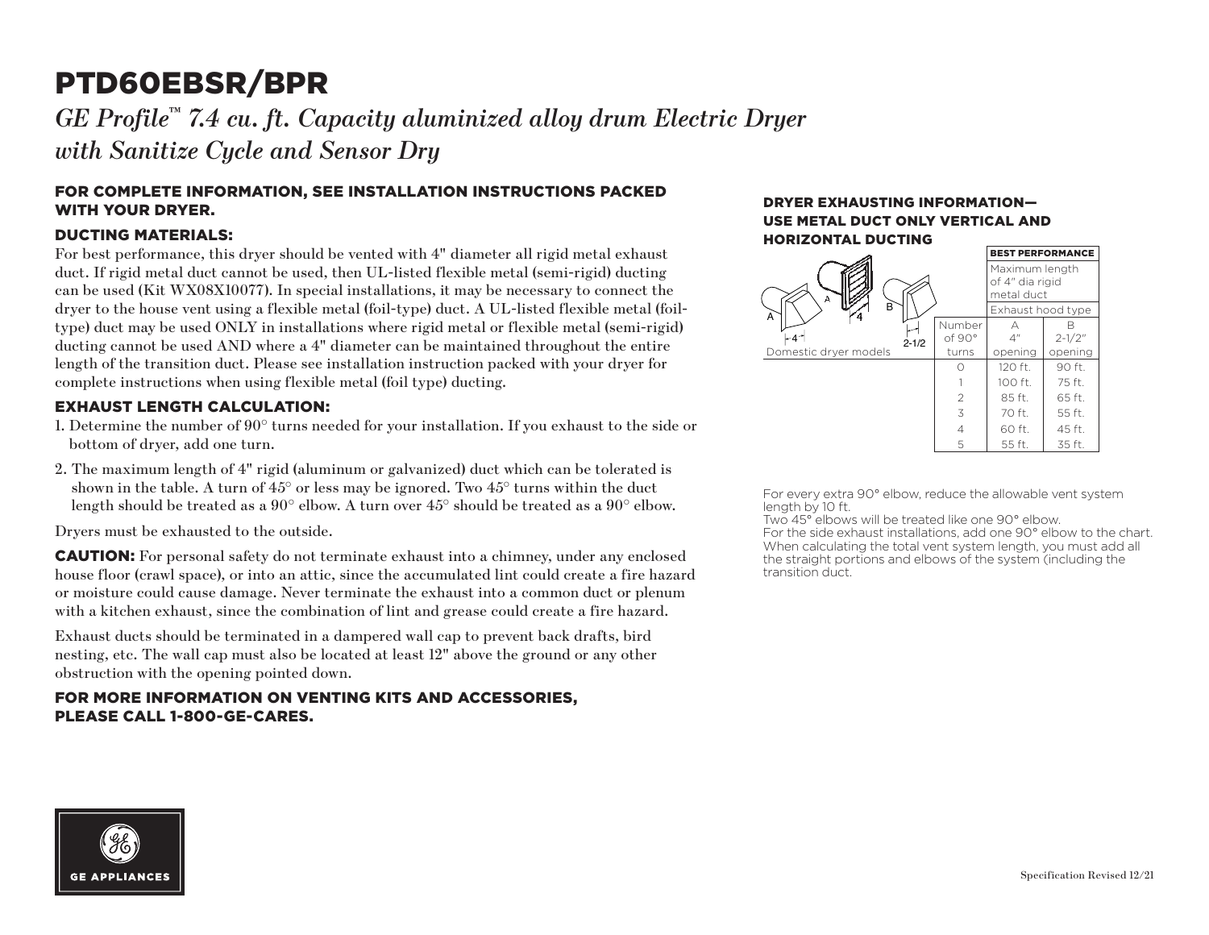# PTD60EBSR/BPR

*GE Profile™ 7.4 cu. ft. Capacity aluminized alloy drum Electric Dryer with Sanitize Cycle and Sensor Dry*

### FOR COMPLETE INFORMATION, SEE INSTALLATION INSTRUCTIONS PACKED WITH YOUR DRYER.

### DUCTING MATERIALS:

For best performance, this dryer should be vented with 4" diameter all rigid metal exhaust duct. If rigid metal duct cannot be used, then UL-listed flexible metal (semi-rigid) ducting can be used (Kit WX08X10077). In special installations, it may be necessary to connect the dryer to the house vent using a flexible metal (foil-type) duct. A UL-listed flexible metal (foil-type) duct may be used ONLY in installations where rigid metal or flexible metal (semi-rigid) ducting cannot be used AND where a 4" diameter can be maintained throughout the entire length of the transition duct. Please see installation instruction packed with your dryer for complete instructions when using flexible metal (foil type) ducting.

### EXHAUST LENGTH CALCULATION:

1. Determine the number of 90° turns needed for your installation. If you exhaust to the side or bottom of dryer, add one turn.
2. The maximum length of 4" rigid (aluminum or galvanized) duct which can be tolerated is shown in the table. A turn of 45° or less may be ignored. Two 45° turns within the duct length should be treated as a 90° elbow. A turn over 45° should be treated as a 90° elbow.

Dryers must be exhausted to the outside.

**CAUTION:** For personal safety do not terminate exhaust into a chimney, under any enclosed house floor (crawl space), or into an attic, since the accumulated lint could create a fire hazard or moisture could cause damage. Never terminate the exhaust into a common duct or plenum with a kitchen exhaust, since the combination of lint and grease could create a fire hazard.

Exhaust ducts should be terminated in a dampered wall cap to prevent back drafts, bird nesting, etc. The wall cap must also be located at least 12" above the ground or any other obstruction with the opening pointed down.

### FOR MORE INFORMATION ON VENTING KITS AND ACCESSORIES, PLEASE CALL 1-800-GE-CARES.

### DRYER EXHAUSTING INFORMATION— USE METAL DUCT ONLY VERTICAL AND HORIZONTAL DUCTING

Domestic dryer models

| | BEST PERFORMANCE | |
|---|---|---|
| | Maximum length of 4" dia rigid metal duct | |
| | Exhaust hood type | |
| Number of 90° turns | A 4" opening | B 2-1/2" opening |
| 0 | 120 ft. | 90 ft. |
| 1 | 100 ft. | 75 ft. |
| 2 | 85 ft. | 65 ft. |
| 3 | 70 ft. | 55 ft. |
| 4 | 60 ft. | 45 ft. |
| 5 | 55 ft. | 35 ft. |

For every extra 90° elbow, reduce the allowable vent system length by 10 ft.
Two 45° elbows will be treated like one 90° elbow.
For the side exhaust installations, add one 90° elbow to the chart.
When calculating the total vent system length, you must add all the straight portions and elbows of the system (including the transition duct.

Specification Revised 12/21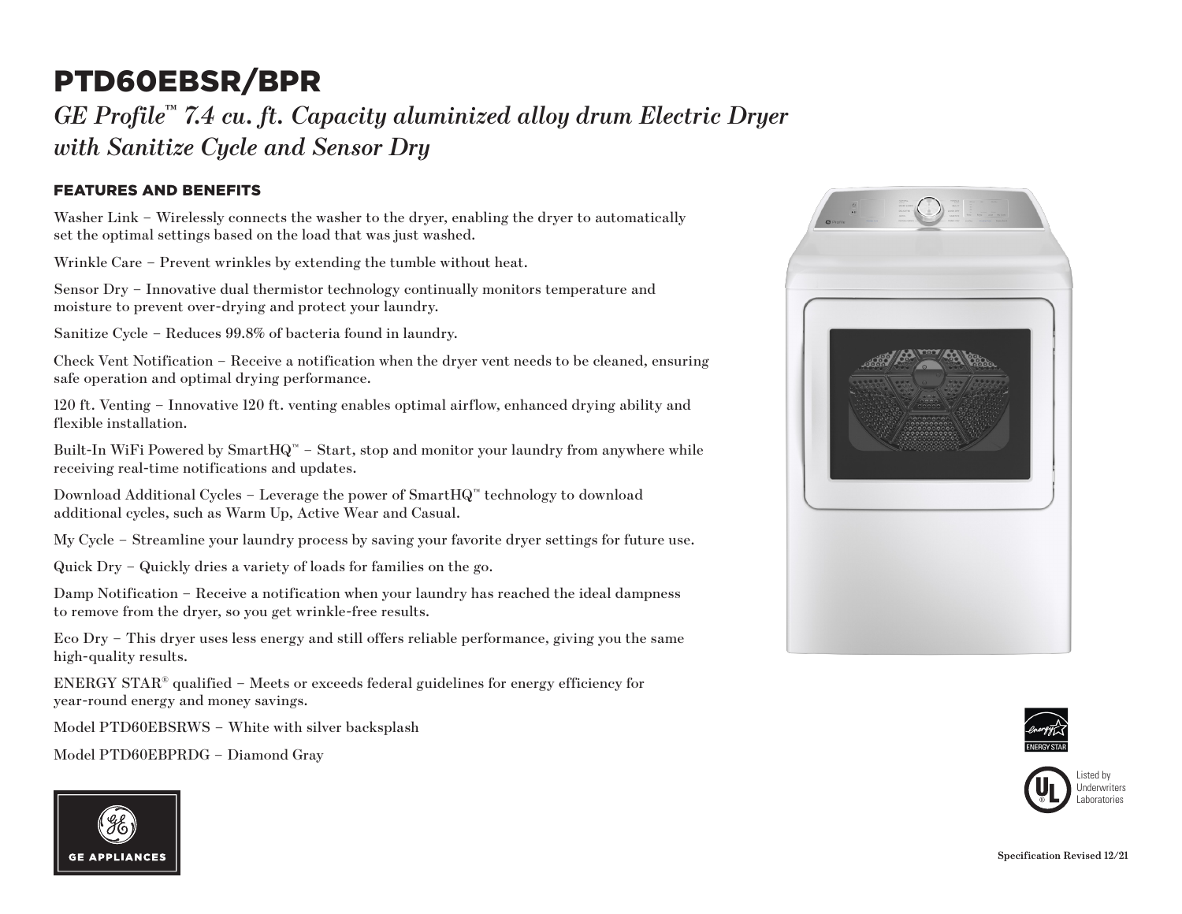# PTD60EBSR/BPR

## *GE Profile™ 7.4 cu. ft. Capacity aluminized alloy drum Electric Dryer with Sanitize Cycle and Sensor Dry*

### FEATURES AND BENEFITS

Washer Link – Wirelessly connects the washer to the dryer, enabling the dryer to automatically set the optimal settings based on the load that was just washed.

Wrinkle Care – Prevent wrinkles by extending the tumble without heat.

Sensor Dry – Innovative dual thermistor technology continually monitors temperature and moisture to prevent over-drying and protect your laundry.

Sanitize Cycle – Reduces 99.8% of bacteria found in laundry.

Check Vent Notification – Receive a notification when the dryer vent needs to be cleaned, ensuring safe operation and optimal drying performance.

120 ft. Venting – Innovative 120 ft. venting enables optimal airflow, enhanced drying ability and flexible installation.

Built-In WiFi Powered by SmartHQ™ – Start, stop and monitor your laundry from anywhere while receiving real-time notifications and updates.

Download Additional Cycles – Leverage the power of SmartHQ™ technology to download additional cycles, such as Warm Up, Active Wear and Casual.

My Cycle – Streamline your laundry process by saving your favorite dryer settings for future use.

Quick Dry – Quickly dries a variety of loads for families on the go.

Damp Notification – Receive a notification when your laundry has reached the ideal dampness to remove from the dryer, so you get wrinkle-free results.

Eco Dry – This dryer uses less energy and still offers reliable performance, giving you the same high-quality results.

ENERGY STAR® qualified – Meets or exceeds federal guidelines for energy efficiency for year-round energy and money savings.

Model PTD60EBSRWS – White with silver backsplash

Model PTD60EBPRDG – Diamond Gray

GE APPLIANCES

ENERGY STAR

Listed by Underwriters Laboratories

Specification Revised 12/21